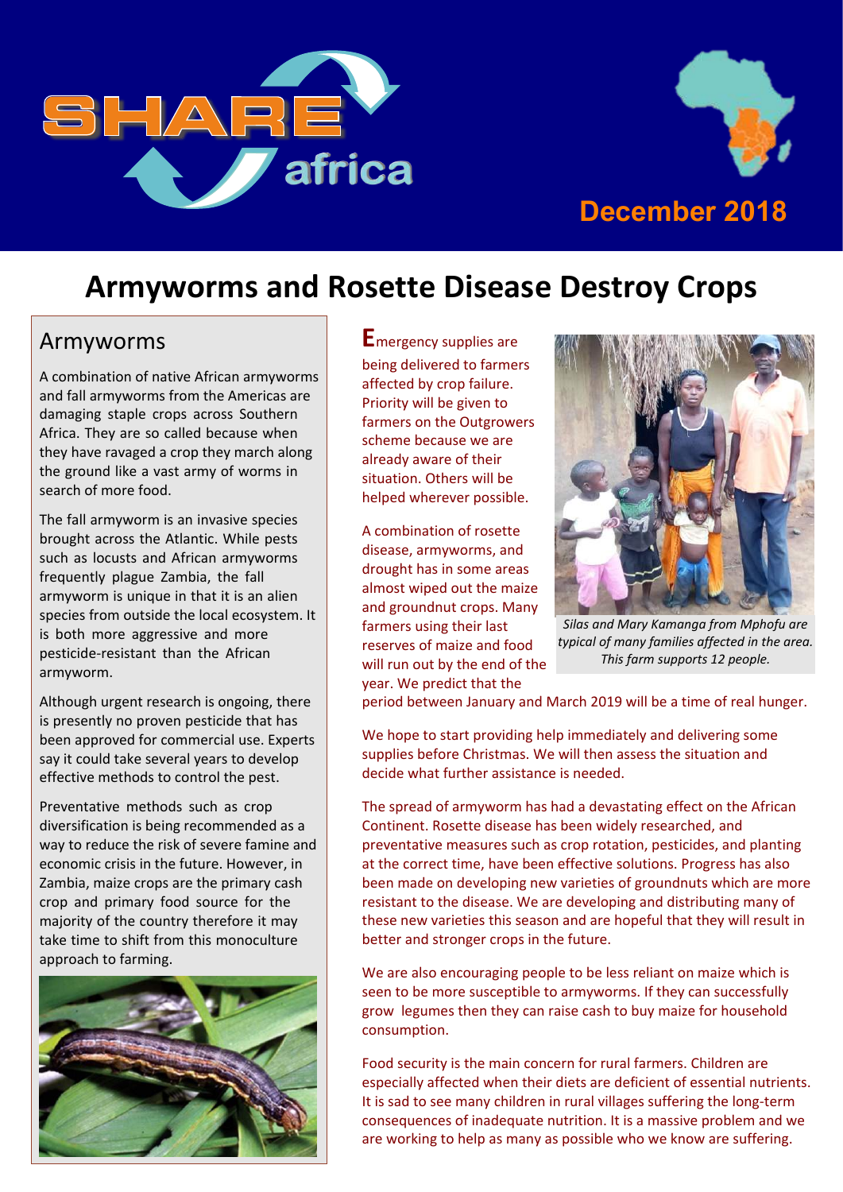SHARE africa

December 2018

# Armyworms and Rosette Disease Destroy Crops

## Armyworms

A combination of native African armyworms and fall armyworms from the Americas are damaging staple crops across Southern Africa. They are so called because when they have ravaged a crop they march along the ground like a vast army of worms in search of more food.

The fall armyworm is an invasive species brought across the Atlantic. While pests such as locusts and African armyworms frequently plague Zambia, the fall armyworm is unique in that it is an alien species from outside the local ecosystem. It is both more aggressive and more pesticide-resistant than the African armyworm.

Although urgent research is ongoing, there is presently no proven pesticide that has been approved for commercial use. Experts say it could take several years to develop effective methods to control the pest.

Preventative methods such as crop diversification is being recommended as a way to reduce the risk of severe famine and economic crisis in the future. However, in Zambia, maize crops are the primary cash crop and primary food source for the majority of the country therefore it may take time to shift from this monoculture approach to farming.

Emergency supplies are being delivered to farmers affected by crop failure. Priority will be given to farmers on the Outgrowers scheme because we are already aware of their situation. Others will be helped wherever possible.

A combination of rosette disease, armyworms, and drought has in some areas almost wiped out the maize and groundnut crops. Many farmers using their last reserves of maize and food will run out by the end of the year. We predict that the period between January and March 2019 will be a time of real hunger.

*Silas and Mary Kamanga from Mphofu are typical of many families affected in the area. This farm supports 12 people.*

We hope to start providing help immediately and delivering some supplies before Christmas. We will then assess the situation and decide what further assistance is needed.

The spread of armyworm has had a devastating effect on the African Continent. Rosette disease has been widely researched, and preventative measures such as crop rotation, pesticides, and planting at the correct time, have been effective solutions. Progress has also been made on developing new varieties of groundnuts which are more resistant to the disease. We are developing and distributing many of these new varieties this season and are hopeful that they will result in better and stronger crops in the future.

We are also encouraging people to be less reliant on maize which is seen to be more susceptible to armyworms. If they can successfully grow legumes then they can raise cash to buy maize for household consumption.

Food security is the main concern for rural farmers. Children are especially affected when their diets are deficient of essential nutrients. It is sad to see many children in rural villages suffering the long-term consequences of inadequate nutrition. It is a massive problem and we are working to help as many as possible who we know are suffering.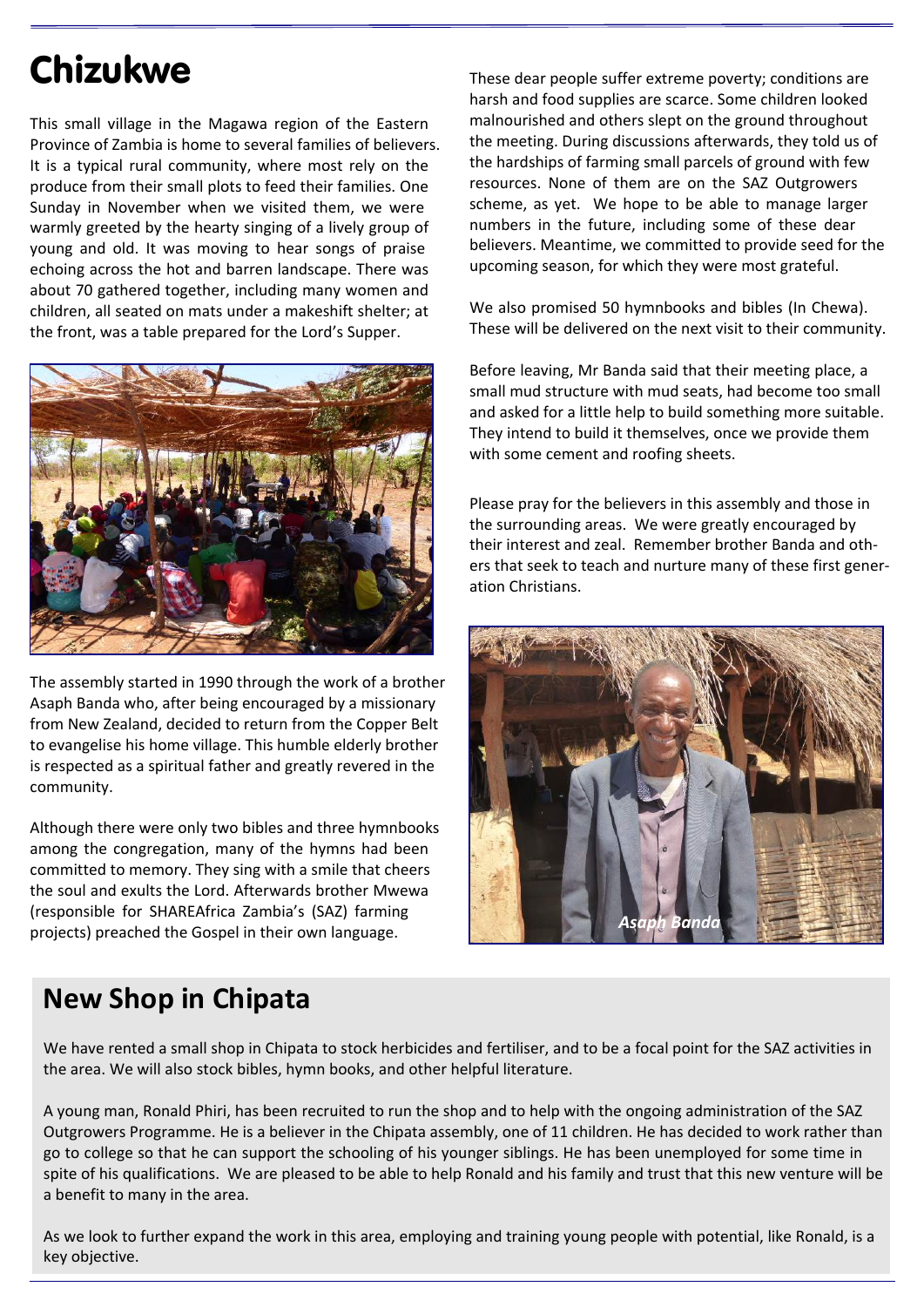# Chizukwe

This small village in the Magawa region of the Eastern Province of Zambia is home to several families of believers. It is a typical rural community, where most rely on the produce from their small plots to feed their families. One Sunday in November when we visited them, we were warmly greeted by the hearty singing of a lively group of young and old. It was moving to hear songs of praise echoing across the hot and barren landscape. There was about 70 gathered together, including many women and children, all seated on mats under a makeshift shelter; at the front, was a table prepared for the Lord's Supper.

The assembly started in 1990 through the work of a brother Asaph Banda who, after being encouraged by a missionary from New Zealand, decided to return from the Copper Belt to evangelise his home village. This humble elderly brother is respected as a spiritual father and greatly revered in the community.

Although there were only two bibles and three hymnbooks among the congregation, many of the hymns had been committed to memory. They sing with a smile that cheers the soul and exults the Lord. Afterwards brother Mwewa (responsible for SHAREAfrica Zambia's (SAZ) farming projects) preached the Gospel in their own language.

These dear people suffer extreme poverty; conditions are harsh and food supplies are scarce. Some children looked malnourished and others slept on the ground throughout the meeting. During discussions afterwards, they told us of the hardships of farming small parcels of ground with few resources. None of them are on the SAZ Outgrowers scheme, as yet. We hope to be able to manage larger numbers in the future, including some of these dear believers. Meantime, we committed to provide seed for the upcoming season, for which they were most grateful.

We also promised 50 hymnbooks and bibles (In Chewa). These will be delivered on the next visit to their community.

Before leaving, Mr Banda said that their meeting place, a small mud structure with mud seats, had become too small and asked for a little help to build something more suitable. They intend to build it themselves, once we provide them with some cement and roofing sheets.

Please pray for the believers in this assembly and those in the surrounding areas. We were greatly encouraged by their interest and zeal. Remember brother Banda and others that seek to teach and nurture many of these first generation Christians.

*Asaph Banda*

## New Shop in Chipata

We have rented a small shop in Chipata to stock herbicides and fertiliser, and to be a focal point for the SAZ activities in the area. We will also stock bibles, hymn books, and other helpful literature.

A young man, Ronald Phiri, has been recruited to run the shop and to help with the ongoing administration of the SAZ Outgrowers Programme. He is a believer in the Chipata assembly, one of 11 children. He has decided to work rather than go to college so that he can support the schooling of his younger siblings. He has been unemployed for some time in spite of his qualifications. We are pleased to be able to help Ronald and his family and trust that this new venture will be a benefit to many in the area.

As we look to further expand the work in this area, employing and training young people with potential, like Ronald, is a key objective.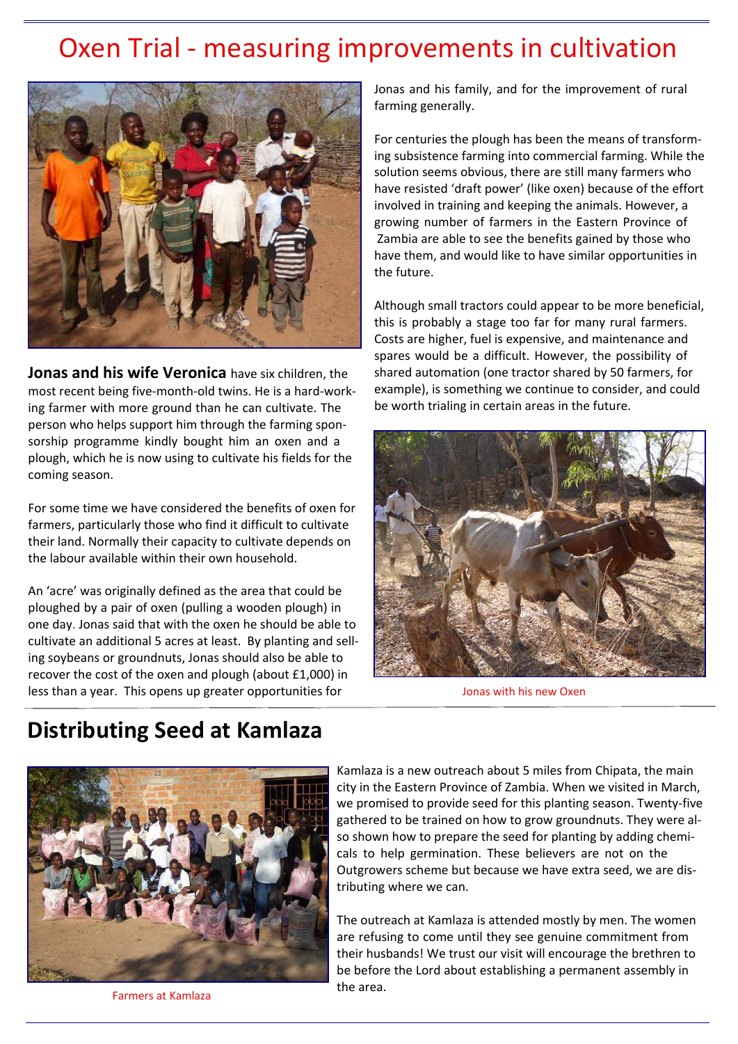# Oxen Trial - measuring improvements in cultivation

**Jonas and his wife Veronica** have six children, the most recent being five-month-old twins. He is a hard-working farmer with more ground than he can cultivate. The person who helps support him through the farming sponsorship programme kindly bought him an oxen and a plough, which he is now using to cultivate his fields for the coming season.

For some time we have considered the benefits of oxen for farmers, particularly those who find it difficult to cultivate their land. Normally their capacity to cultivate depends on the labour available within their own household.

An 'acre' was originally defined as the area that could be ploughed by a pair of oxen (pulling a wooden plough) in one day. Jonas said that with the oxen he should be able to cultivate an additional 5 acres at least. By planting and selling soybeans or groundnuts, Jonas should also be able to recover the cost of the oxen and plough (about £1,000) in less than a year. This opens up greater opportunities for Jonas and his family, and for the improvement of rural farming generally.

For centuries the plough has been the means of transforming subsistence farming into commercial farming. While the solution seems obvious, there are still many farmers who have resisted 'draft power' (like oxen) because of the effort involved in training and keeping the animals. However, a growing number of farmers in the Eastern Province of Zambia are able to see the benefits gained by those who have them, and would like to have similar opportunities in the future.

Although small tractors could appear to be more beneficial, this is probably a stage too far for many rural farmers. Costs are higher, fuel is expensive, and maintenance and spares would be a difficult. However, the possibility of shared automation (one tractor shared by 50 farmers, for example), is something we continue to consider, and could be worth trialing in certain areas in the future.

Jonas with his new Oxen

## Distributing Seed at Kamlaza

Kamlaza is a new outreach about 5 miles from Chipata, the main city in the Eastern Province of Zambia. When we visited in March, we promised to provide seed for this planting season. Twenty-five gathered to be trained on how to grow groundnuts. They were also shown how to prepare the seed for planting by adding chemicals to help germination. These believers are not on the Outgrowers scheme but because we have extra seed, we are distributing where we can.

The outreach at Kamlaza is attended mostly by men. The women are refusing to come until they see genuine commitment from their husbands! We trust our visit will encourage the brethren to be before the Lord about establishing a permanent assembly in the area.

Farmers at Kamlaza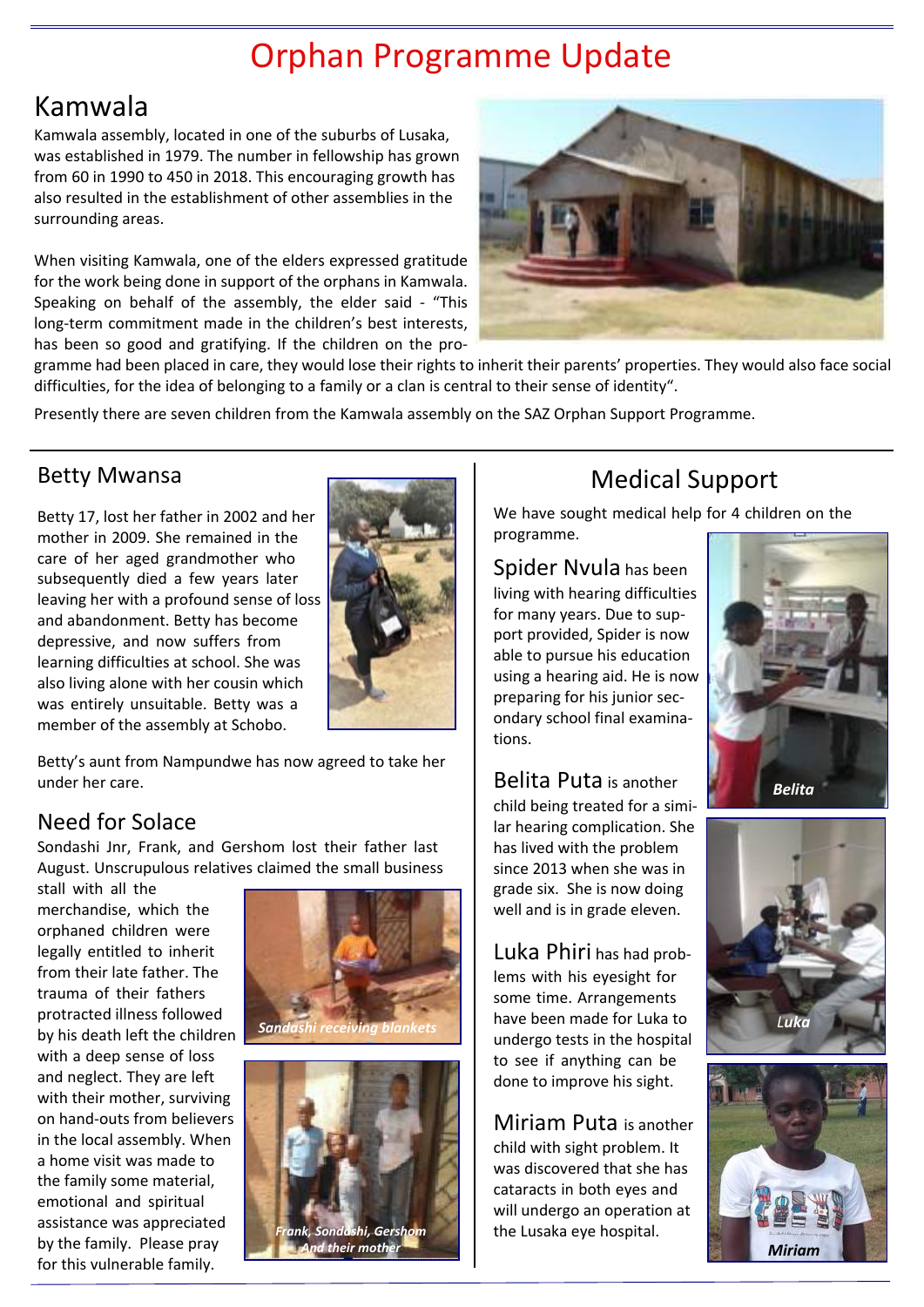# Orphan Programme Update

## Kamwala

Kamwala assembly, located in one of the suburbs of Lusaka, was established in 1979. The number in fellowship has grown from 60 in 1990 to 450 in 2018. This encouraging growth has also resulted in the establishment of other assemblies in the surrounding areas.

When visiting Kamwala, one of the elders expressed gratitude for the work being done in support of the orphans in Kamwala. Speaking on behalf of the assembly, the elder said - "This long-term commitment made in the children's best interests, has been so good and gratifying. If the children on the programme had been placed in care, they would lose their rights to inherit their parents' properties. They would also face social difficulties, for the idea of belonging to a family or a clan is central to their sense of identity".

Presently there are seven children from the Kamwala assembly on the SAZ Orphan Support Programme.

## Betty Mwansa

Betty 17, lost her father in 2002 and her mother in 2009. She remained in the care of her aged grandmother who subsequently died a few years later leaving her with a profound sense of loss and abandonment. Betty has become depressive, and now suffers from learning difficulties at school. She was also living alone with her cousin which was entirely unsuitable. Betty was a member of the assembly at Schobo.

Betty's aunt from Nampundwe has now agreed to take her under her care.

## Need for Solace

Sondashi Jnr, Frank, and Gershom lost their father last August. Unscrupulous relatives claimed the small business stall with all the merchandise, which the orphaned children were legally entitled to inherit from their late father. The trauma of their fathers protracted illness followed by his death left the children with a deep sense of loss and neglect. They are left with their mother, surviving on hand-outs from believers in the local assembly. When a home visit was made to the family some material, emotional and spiritual assistance was appreciated by the family. Please pray for this vulnerable family.

*Sandashi receiving blankets*

*Frank, Sondashi, Gershom And their mother*

## Medical Support

We have sought medical help for 4 children on the programme.

**Spider Nvula** has been living with hearing difficulties for many years. Due to support provided, Spider is now able to pursue his education using a hearing aid. He is now preparing for his junior secondary school final examinations.

**Belita Puta** is another child being treated for a similar hearing complication. She has lived with the problem since 2013 when she was in grade six. She is now doing well and is in grade eleven.

**Luka Phiri** has had problems with his eyesight for some time. Arrangements have been made for Luka to undergo tests in the hospital to see if anything can be done to improve his sight.

**Miriam Puta** is another child with sight problem. It was discovered that she has cataracts in both eyes and will undergo an operation at the Lusaka eye hospital.

*Belita*

*Luka*

*Miriam*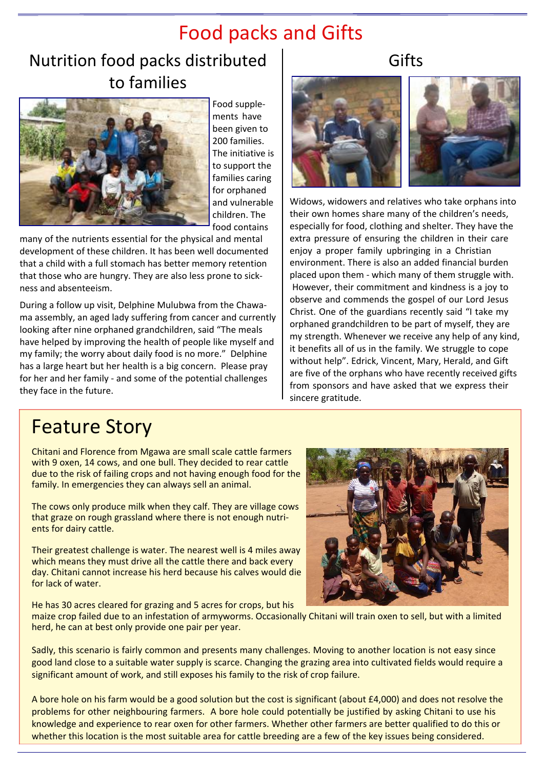# Food packs and Gifts

## Nutrition food packs distributed to families

Food supplements have been given to 200 families. The initiative is to support the families caring for orphaned and vulnerable children. The food contains many of the nutrients essential for the physical and mental development of these children. It has been well documented that a child with a full stomach has better memory retention that those who are hungry. They are also less prone to sickness and absenteeism.

During a follow up visit, Delphine Mulubwa from the Chawama assembly, an aged lady suffering from cancer and currently looking after nine orphaned grandchildren, said “The meals have helped by improving the health of people like myself and my family; the worry about daily food is no more.” Delphine has a large heart but her health is a big concern. Please pray for her and her family - and some of the potential challenges they face in the future.

## Gifts

Widows, widowers and relatives who take orphans into their own homes share many of the children’s needs, especially for food, clothing and shelter. They have the extra pressure of ensuring the children in their care enjoy a proper family upbringing in a Christian environment. There is also an added financial burden placed upon them - which many of them struggle with. However, their commitment and kindness is a joy to observe and commends the gospel of our Lord Jesus Christ. One of the guardians recently said “I take my orphaned grandchildren to be part of myself, they are my strength. Whenever we receive any help of any kind, it benefits all of us in the family. We struggle to cope without help”. Edrick, Vincent, Mary, Herald, and Gift are five of the orphans who have recently received gifts from sponsors and have asked that we express their sincere gratitude.

# Feature Story

Chitani and Florence from Mgawa are small scale cattle farmers with 9 oxen, 14 cows, and one bull. They decided to rear cattle due to the risk of failing crops and not having enough food for the family. In emergencies they can always sell an animal.

The cows only produce milk when they calf. They are village cows that graze on rough grassland where there is not enough nutrients for dairy cattle.

Their greatest challenge is water. The nearest well is 4 miles away which means they must drive all the cattle there and back every day. Chitani cannot increase his herd because his calves would die for lack of water.

He has 30 acres cleared for grazing and 5 acres for crops, but his maize crop failed due to an infestation of armyworms. Occasionally Chitani will train oxen to sell, but with a limited herd, he can at best only provide one pair per year.

Sadly, this scenario is fairly common and presents many challenges. Moving to another location is not easy since good land close to a suitable water supply is scarce. Changing the grazing area into cultivated fields would require a significant amount of work, and still exposes his family to the risk of crop failure.

A bore hole on his farm would be a good solution but the cost is significant (about £4,000) and does not resolve the problems for other neighbouring farmers. A bore hole could potentially be justified by asking Chitani to use his knowledge and experience to rear oxen for other farmers. Whether other farmers are better qualified to do this or whether this location is the most suitable area for cattle breeding are a few of the key issues being considered.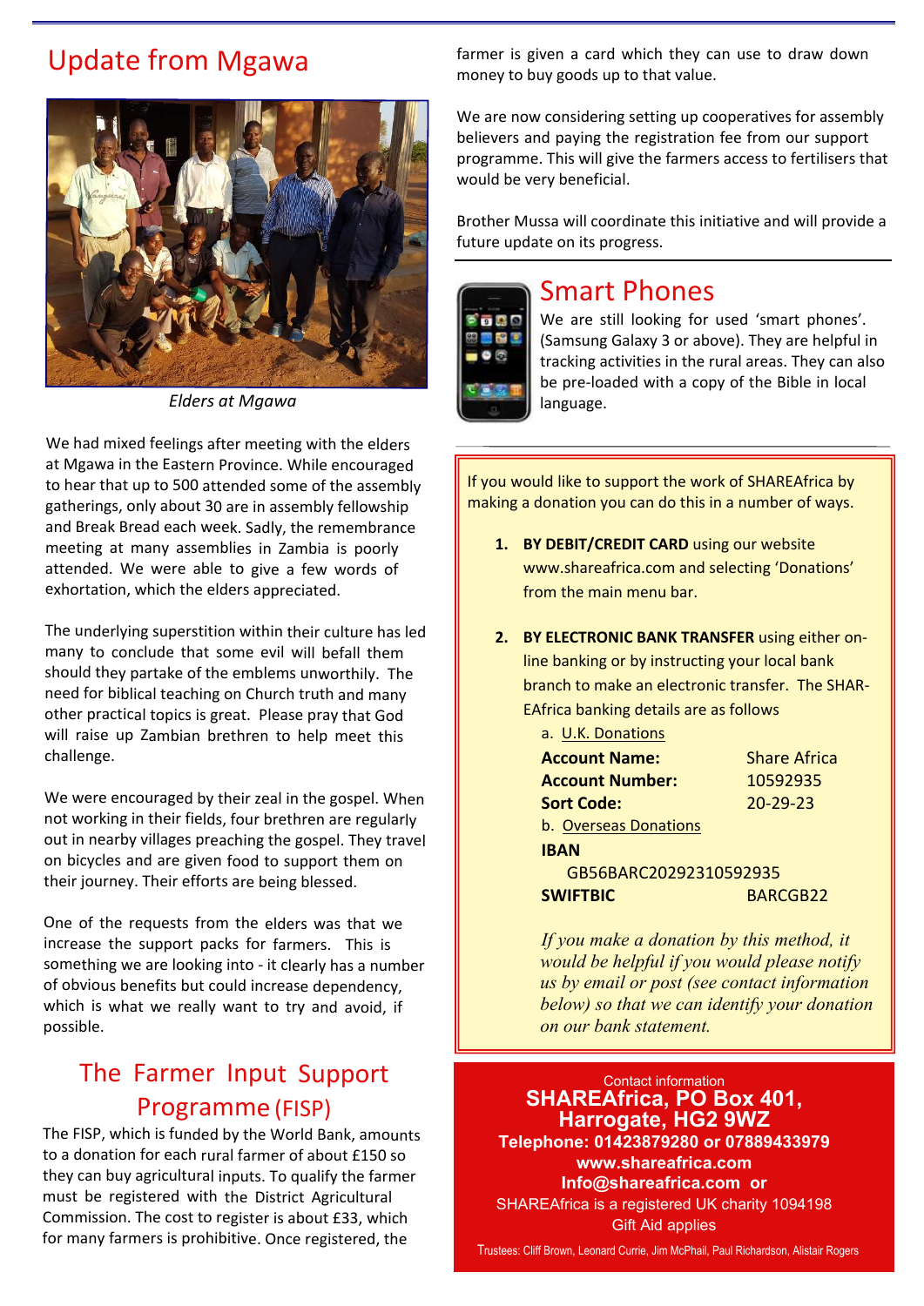## Update from Mgawa

Elders at Mgawa

We had mixed feelings after meeting with the elders at Mgawa in the Eastern Province. While encouraged to hear that up to 500 attended some of the assembly gatherings, only about 30 are in assembly fellowship and Break Bread each week. Sadly, the remembrance meeting at many assemblies in Zambia is poorly attended. We were able to give a few words of exhortation, which the elders appreciated.

The underlying superstition within their culture has led many to conclude that some evil will befall them should they partake of the emblems unworthily. The need for biblical teaching on Church truth and many other practical topics is great. Please pray that God will raise up Zambian brethren to help meet this challenge.

We were encouraged by their zeal in the gospel. When not working in their fields, four brethren are regularly out in nearby villages preaching the gospel. They travel on bicycles and are given food to support them on their journey. Their efforts are being blessed.

One of the requests from the elders was that we increase the support packs for farmers. This is something we are looking into - it clearly has a number of obvious benefits but could increase dependency, which is what we really want to try and avoid, if possible.

## The Farmer Input Support Programme (FISP)

The FISP, which is funded by the World Bank, amounts to a donation for each rural farmer of about £150 so they can buy agricultural inputs. To qualify the farmer must be registered with the District Agricultural Commission. The cost to register is about £33, which for many farmers is prohibitive. Once registered, the farmer is given a card which they can use to draw down money to buy goods up to that value.

We are now considering setting up cooperatives for assembly believers and paying the registration fee from our support programme. This will give the farmers access to fertilisers that would be very beneficial.

Brother Mussa will coordinate this initiative and will provide a future update on its progress.

## Smart Phones

We are still looking for used 'smart phones'. (Samsung Galaxy 3 or above). They are helpful in tracking activities in the rural areas. They can also be pre-loaded with a copy of the Bible in local language.

---

If you would like to support the work of SHAREAfrica by making a donation you can do this in a number of ways.

1. **BY DEBIT/CREDIT CARD** using our website www.shareafrica.com and selecting 'Donations' from the main menu bar.

2. **BY ELECTRONIC BANK TRANSFER** using either on-line banking or by instructing your local bank branch to make an electronic transfer. The SHAREAfrica banking details are as follows
   a. U.K. Donations

   | | |
   |---|---|
   | **Account Name:** | Share Africa |
   | **Account Number:** | 10592935 |
   | **Sort Code:** | 20-29-23 |

   b. Overseas Donations

   **IBAN** GB56BARC20292310592935

   **SWIFTBIC** BARCGB22

*If you make a donation by this method, it would be helpful if you would please notify us by email or post (see contact information below) so that we can identify your donation on our bank statement.*

---

Contact information

**SHAREAfrica, PO Box 401, Harrogate, HG2 9WZ**

**Telephone: 01423879280 or 07889433979**

**www.shareafrica.com**

**Info@shareafrica.com or**

SHAREAfrica is a registered UK charity 1094198

Gift Aid applies

Trustees: Cliff Brown, Leonard Currie, Jim McPhail, Paul Richardson, Alistair Rogers